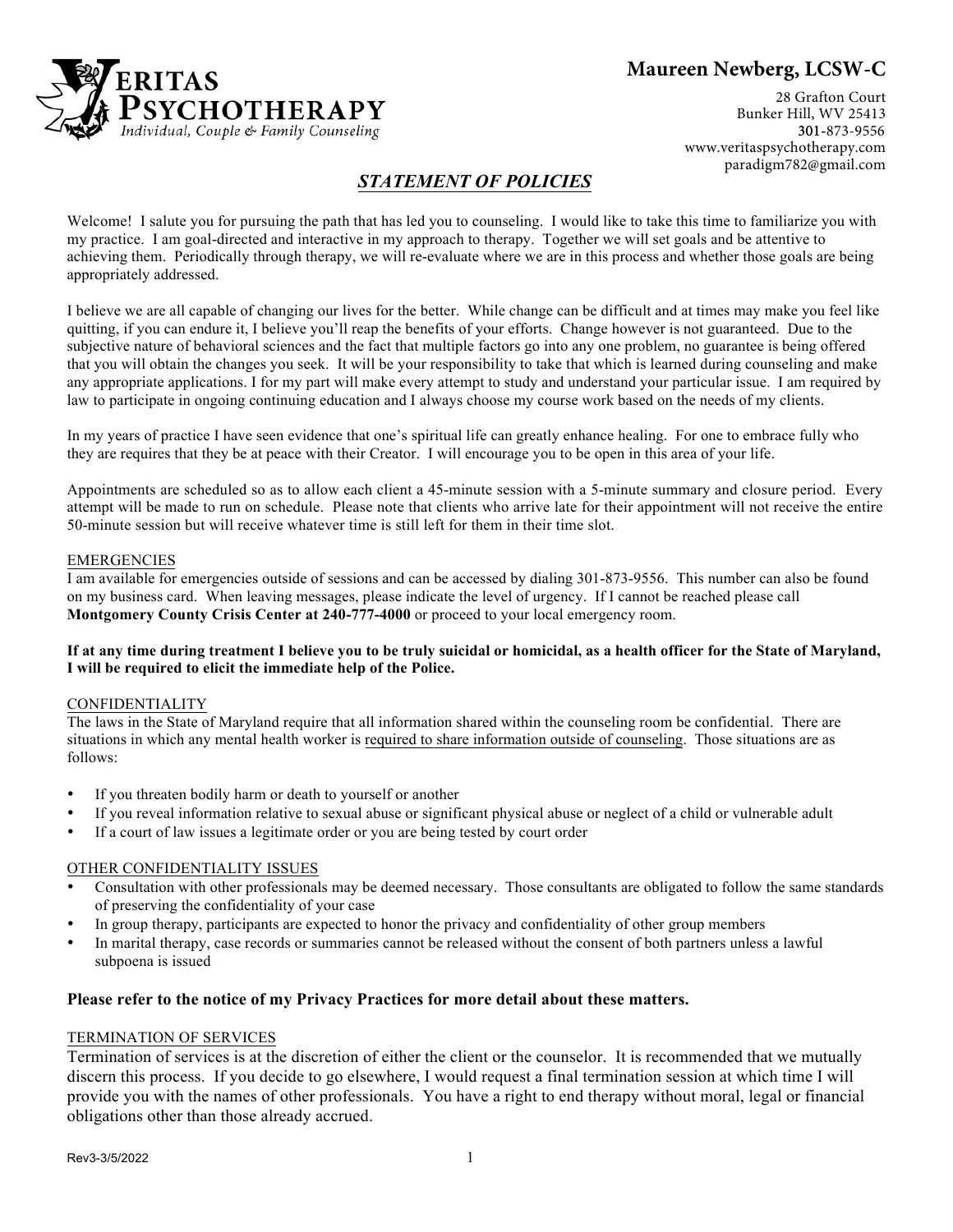**VERITAS PSYCHOTHERAPY**
*Individual, Couple & Family Counseling*

**Maureen Newberg, LCSW-C**

28 Grafton Court
Bunker Hill, WV 25413
301-873-9556
www.veritaspsychotherapy.com
paradigm782@gmail.com

## *STATEMENT OF POLICIES*

Welcome! I salute you for pursuing the path that has led you to counseling. I would like to take this time to familiarize you with my practice. I am goal-directed and interactive in my approach to therapy. Together we will set goals and be attentive to achieving them. Periodically through therapy, we will re-evaluate where we are in this process and whether those goals are being appropriately addressed.

I believe we are all capable of changing our lives for the better. While change can be difficult and at times may make you feel like quitting, if you can endure it, I believe you'll reap the benefits of your efforts. Change however is not guaranteed. Due to the subjective nature of behavioral sciences and the fact that multiple factors go into any one problem, no guarantee is being offered that you will obtain the changes you seek. It will be your responsibility to take that which is learned during counseling and make any appropriate applications. I for my part will make every attempt to study and understand your particular issue. I am required by law to participate in ongoing continuing education and I always choose my course work based on the needs of my clients.

In my years of practice I have seen evidence that one's spiritual life can greatly enhance healing. For one to embrace fully who they are requires that they be at peace with their Creator. I will encourage you to be open in this area of your life.

Appointments are scheduled so as to allow each client a 45-minute session with a 5-minute summary and closure period. Every attempt will be made to run on schedule. Please note that clients who arrive late for their appointment will not receive the entire 50-minute session but will receive whatever time is still left for them in their time slot.

### EMERGENCIES

I am available for emergencies outside of sessions and can be accessed by dialing 301-873-9556. This number can also be found on my business card. When leaving messages, please indicate the level of urgency. If I cannot be reached please call **Montgomery County Crisis Center at 240-777-4000** or proceed to your local emergency room.

**If at any time during treatment I believe you to be truly suicidal or homicidal, as a health officer for the State of Maryland, I will be required to elicit the immediate help of the Police.**

### CONFIDENTIALITY

The laws in the State of Maryland require that all information shared within the counseling room be confidential. There are situations in which any mental health worker is required to share information outside of counseling. Those situations are as follows:

- If you threaten bodily harm or death to yourself or another
- If you reveal information relative to sexual abuse or significant physical abuse or neglect of a child or vulnerable adult
- If a court of law issues a legitimate order or you are being tested by court order

### OTHER CONFIDENTIALITY ISSUES

- Consultation with other professionals may be deemed necessary. Those consultants are obligated to follow the same standards of preserving the confidentiality of your case
- In group therapy, participants are expected to honor the privacy and confidentiality of other group members
- In marital therapy, case records or summaries cannot be released without the consent of both partners unless a lawful subpoena is issued

**Please refer to the notice of my Privacy Practices for more detail about these matters.**

### TERMINATION OF SERVICES

Termination of services is at the discretion of either the client or the counselor. It is recommended that we mutually discern this process. If you decide to go elsewhere, I would request a final termination session at which time I will provide you with the names of other professionals. You have a right to end therapy without moral, legal or financial obligations other than those already accrued.

Rev3-3/5/2022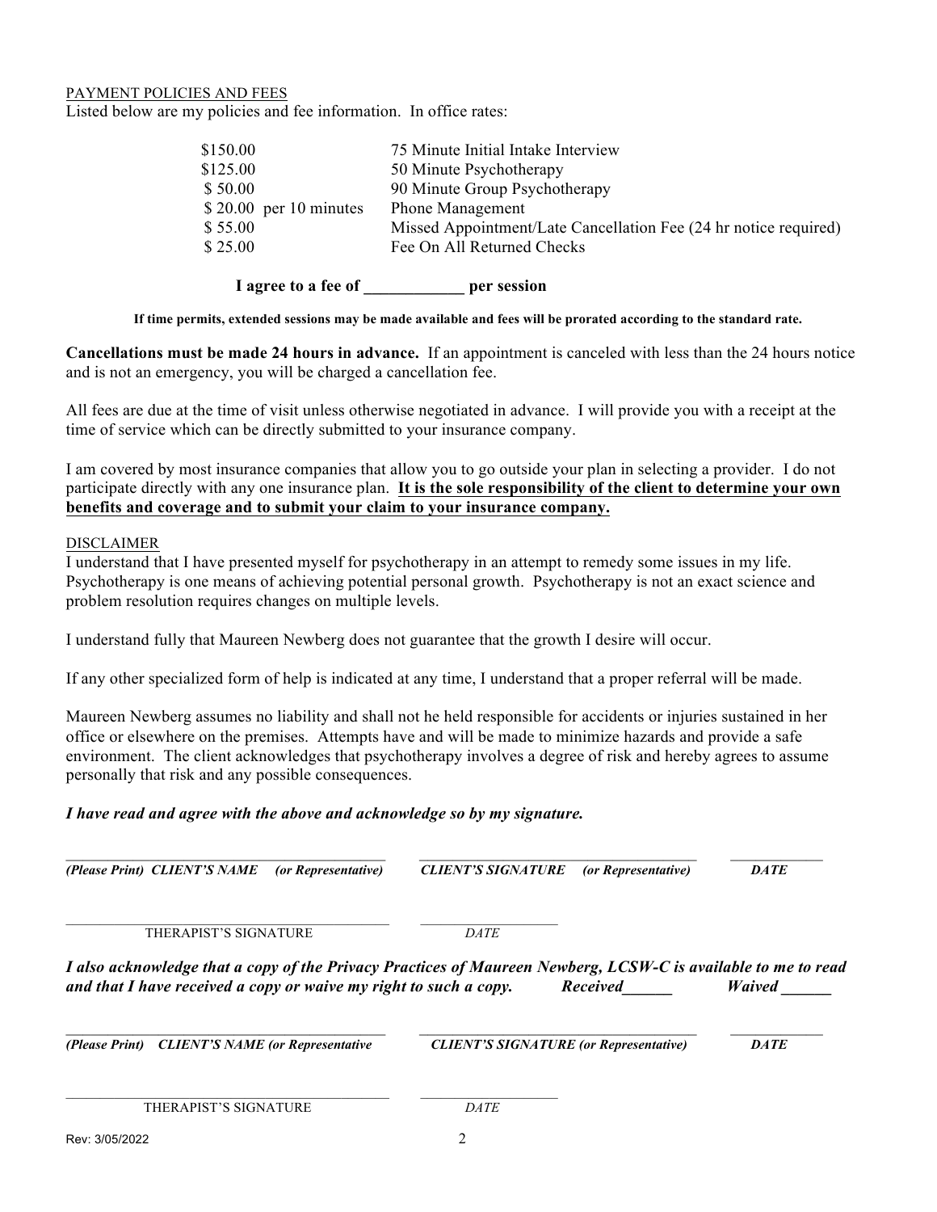PAYMENT POLICIES AND FEES

Listed below are my policies and fee information. In office rates:

| | |
|---|---|
| $150.00 | 75 Minute Initial Intake Interview |
| $125.00 | 50 Minute Psychotherapy |
| $ 50.00 | 90 Minute Group Psychotherapy |
| $ 20.00 per 10 minutes | Phone Management |
| $ 55.00 | Missed Appointment/Late Cancellation Fee (24 hr notice required) |
| $ 25.00 | Fee On All Returned Checks |

**I agree to a fee of ____________ per session**

**If time permits, extended sessions may be made available and fees will be prorated according to the standard rate.**

**Cancellations must be made 24 hours in advance.** If an appointment is canceled with less than the 24 hours notice and is not an emergency, you will be charged a cancellation fee.

All fees are due at the time of visit unless otherwise negotiated in advance. I will provide you with a receipt at the time of service which can be directly submitted to your insurance company.

I am covered by most insurance companies that allow you to go outside your plan in selecting a provider. I do not participate directly with any one insurance plan. **It is the sole responsibility of the client to determine your own benefits and coverage and to submit your claim to your insurance company.**

DISCLAIMER

I understand that I have presented myself for psychotherapy in an attempt to remedy some issues in my life. Psychotherapy is one means of achieving potential personal growth. Psychotherapy is not an exact science and problem resolution requires changes on multiple levels.

I understand fully that Maureen Newberg does not guarantee that the growth I desire will occur.

If any other specialized form of help is indicated at any time, I understand that a proper referral will be made.

Maureen Newberg assumes no liability and shall not he held responsible for accidents or injuries sustained in her office or elsewhere on the premises. Attempts have and will be made to minimize hazards and provide a safe environment. The client acknowledges that psychotherapy involves a degree of risk and hereby agrees to assume personally that risk and any possible consequences.

***I have read and agree with the above and acknowledge so by my signature.***

_______________________________ _______________________________ ___________

***(Please Print) CLIENT'S NAME (or Representative)*** ***CLIENT'S SIGNATURE (or Representative)*** ***DATE***

_______________________________ _______________

THERAPIST'S SIGNATURE *DATE*

***I also acknowledge that a copy of the Privacy Practices of Maureen Newberg, LCSW-C is available to me to read and that I have received a copy or waive my right to such a copy. Received______ Waived ______***

_______________________________ _______________________________ ___________

***(Please Print) CLIENT'S NAME (or Representative*** ***CLIENT'S SIGNATURE (or Representative)*** ***DATE***

_______________________________ _______________

THERAPIST'S SIGNATURE *DATE*

Rev: 3/05/2022